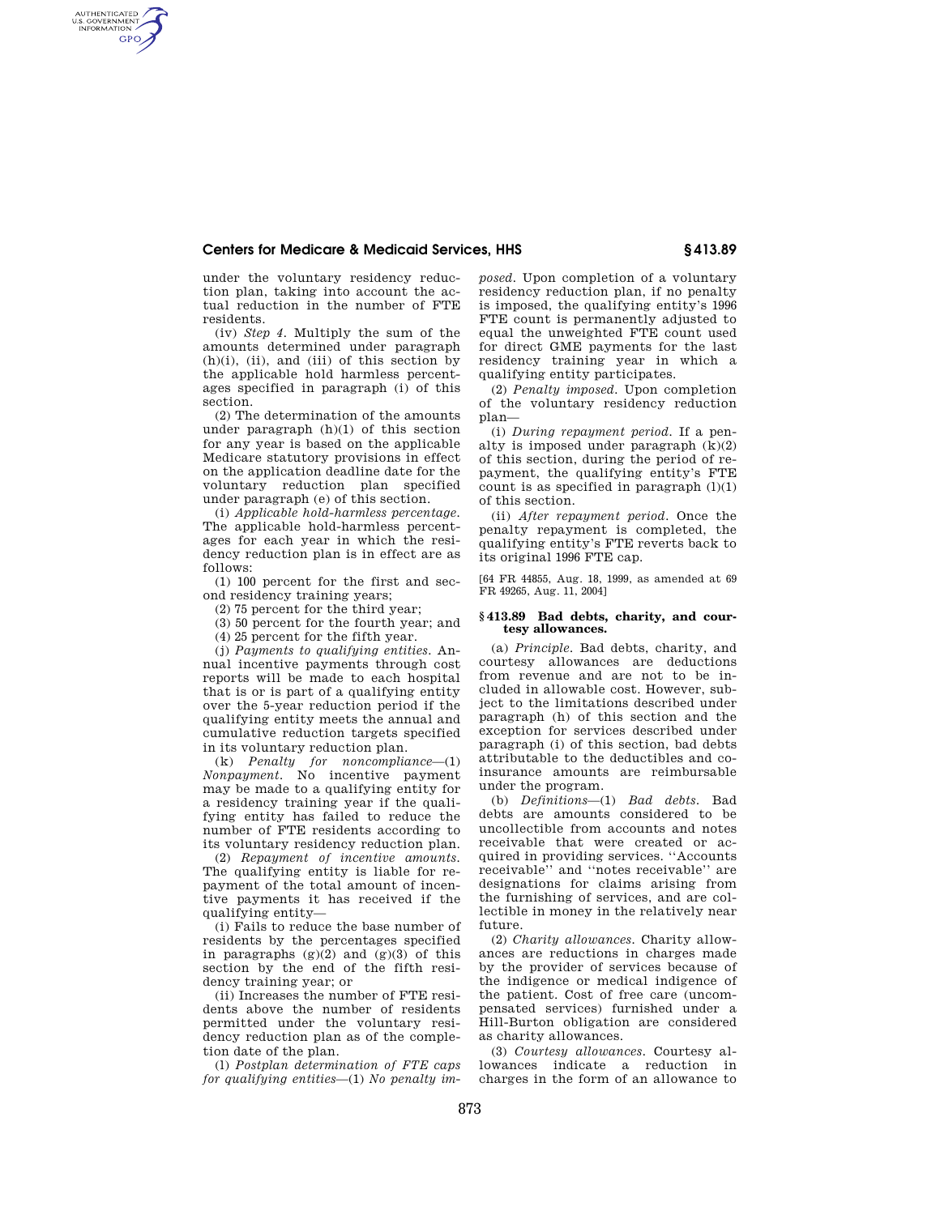under the voluntary residency reduction plan, taking into account the actual reduction in the number of FTE residents.

(iv) *Step 4.* Multiply the sum of the amounts determined under paragraph (h)(i), (ii), and (iii) of this section by the applicable hold harmless percentages specified in paragraph (i) of this section.

(2) The determination of the amounts under paragraph (h)(1) of this section for any year is based on the applicable Medicare statutory provisions in effect on the application deadline date for the voluntary reduction plan specified under paragraph (e) of this section.

(i) *Applicable hold-harmless percentage.* The applicable hold-harmless percentages for each year in which the residency reduction plan is in effect are as follows:

(1) 100 percent for the first and second residency training years;

(2) 75 percent for the third year;

(3) 50 percent for the fourth year; and

(4) 25 percent for the fifth year.

(j) *Payments to qualifying entities.* Annual incentive payments through cost reports will be made to each hospital that is or is part of a qualifying entity over the 5-year reduction period if the qualifying entity meets the annual and cumulative reduction targets specified in its voluntary reduction plan.

(k) *Penalty for noncompliance*—(1) *Nonpayment.* No incentive payment may be made to a qualifying entity for a residency training year if the qualifying entity has failed to reduce the number of FTE residents according to its voluntary residency reduction plan.

(2) *Repayment of incentive amounts.* The qualifying entity is liable for repayment of the total amount of incentive payments it has received if the qualifying entity—

(i) Fails to reduce the base number of residents by the percentages specified in paragraphs (g)(2) and (g)(3) of this section by the end of the fifth residency training year; or

(ii) Increases the number of FTE residents above the number of residents permitted under the voluntary residency reduction plan as of the completion date of the plan.

(l) *Postplan determination of FTE caps for qualifying entities*—(1) *No penalty imposed.* Upon completion of a voluntary residency reduction plan, if no penalty is imposed, the qualifying entity's 1996 FTE count is permanently adjusted to equal the unweighted FTE count used for direct GME payments for the last residency training year in which a qualifying entity participates.

(2) *Penalty imposed.* Upon completion of the voluntary residency reduction plan—

(i) *During repayment period.* If a penalty is imposed under paragraph (k)(2) of this section, during the period of repayment, the qualifying entity's FTE count is as specified in paragraph (l)(1) of this section.

(ii) *After repayment period.* Once the penalty repayment is completed, the qualifying entity's FTE reverts back to its original 1996 FTE cap.

[64 FR 44855, Aug. 18, 1999, as amended at 69 FR 49265, Aug. 11, 2004]

## § 413.89 Bad debts, charity, and courtesy allowances.

(a) *Principle.* Bad debts, charity, and courtesy allowances are deductions from revenue and are not to be included in allowable cost. However, subject to the limitations described under paragraph (h) of this section and the exception for services described under paragraph (i) of this section, bad debts attributable to the deductibles and coinsurance amounts are reimbursable under the program.

(b) *Definitions*—(1) *Bad debts.* Bad debts are amounts considered to be uncollectible from accounts and notes receivable that were created or acquired in providing services. ''Accounts receivable'' and ''notes receivable'' are designations for claims arising from the furnishing of services, and are collectible in money in the relatively near future.

(2) *Charity allowances.* Charity allowances are reductions in charges made by the provider of services because of the indigence or medical indigence of the patient. Cost of free care (uncompensated services) furnished under a Hill-Burton obligation are considered as charity allowances.

(3) *Courtesy allowances.* Courtesy allowances indicate a reduction in charges in the form of an allowance to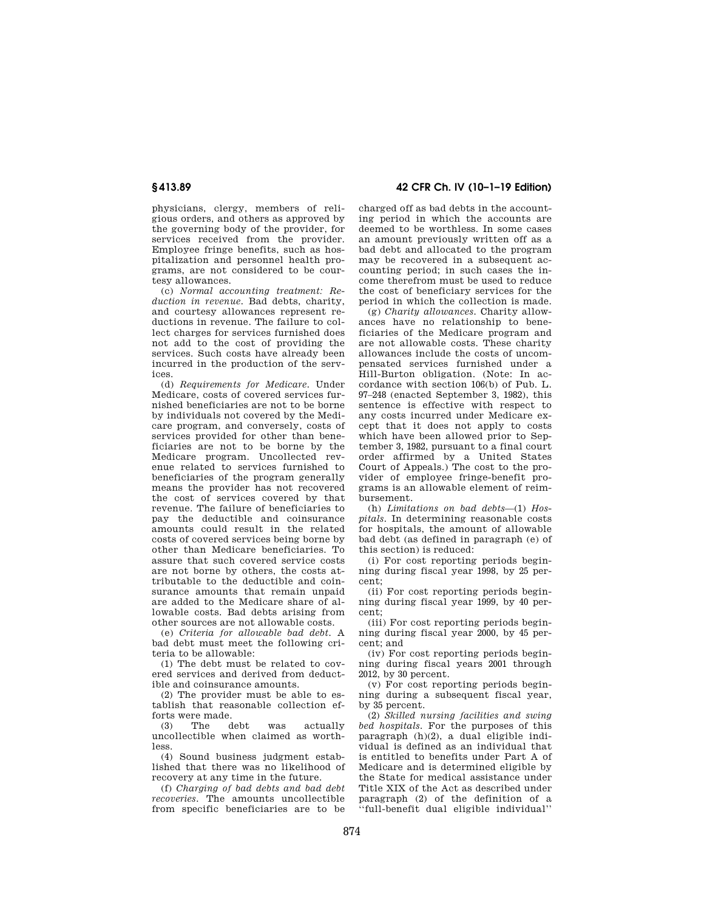physicians, clergy, members of religious orders, and others as approved by the governing body of the provider, for services received from the provider. Employee fringe benefits, such as hospitalization and personnel health programs, are not considered to be courtesy allowances.

(c) *Normal accounting treatment: Reduction in revenue.* Bad debts, charity, and courtesy allowances represent reductions in revenue. The failure to collect charges for services furnished does not add to the cost of providing the services. Such costs have already been incurred in the production of the services.

(d) *Requirements for Medicare.* Under Medicare, costs of covered services furnished beneficiaries are not to be borne by individuals not covered by the Medicare program, and conversely, costs of services provided for other than beneficiaries are not to be borne by the Medicare program. Uncollected revenue related to services furnished to beneficiaries of the program generally means the provider has not recovered the cost of services covered by that revenue. The failure of beneficiaries to pay the deductible and coinsurance amounts could result in the related costs of covered services being borne by other than Medicare beneficiaries. To assure that such covered service costs are not borne by others, the costs attributable to the deductible and coinsurance amounts that remain unpaid are added to the Medicare share of allowable costs. Bad debts arising from other sources are not allowable costs.

(e) *Criteria for allowable bad debt.* A bad debt must meet the following criteria to be allowable:

(1) The debt must be related to covered services and derived from deductible and coinsurance amounts.

(2) The provider must be able to establish that reasonable collection efforts were made.

(3) The debt was actually uncollectible when claimed as worthless.

(4) Sound business judgment established that there was no likelihood of recovery at any time in the future.

(f) *Charging of bad debts and bad debt recoveries.* The amounts uncollectible from specific beneficiaries are to be charged off as bad debts in the accounting period in which the accounts are deemed to be worthless. In some cases an amount previously written off as a bad debt and allocated to the program may be recovered in a subsequent accounting period; in such cases the income therefrom must be used to reduce the cost of beneficiary services for the period in which the collection is made.

(g) *Charity allowances.* Charity allowances have no relationship to beneficiaries of the Medicare program and are not allowable costs. These charity allowances include the costs of uncompensated services furnished under a Hill-Burton obligation. (Note: In accordance with section 106(b) of Pub. L. 97–248 (enacted September 3, 1982), this sentence is effective with respect to any costs incurred under Medicare except that it does not apply to costs which have been allowed prior to September 3, 1982, pursuant to a final court order affirmed by a United States Court of Appeals.) The cost to the provider of employee fringe-benefit programs is an allowable element of reimbursement.

(h) *Limitations on bad debts*—(1) *Hospitals.* In determining reasonable costs for hospitals, the amount of allowable bad debt (as defined in paragraph (e) of this section) is reduced:

(i) For cost reporting periods beginning during fiscal year 1998, by 25 percent;

(ii) For cost reporting periods beginning during fiscal year 1999, by 40 percent;

(iii) For cost reporting periods beginning during fiscal year 2000, by 45 percent; and

(iv) For cost reporting periods beginning during fiscal years 2001 through 2012, by 30 percent.

(v) For cost reporting periods beginning during a subsequent fiscal year, by 35 percent.

(2) *Skilled nursing facilities and swing bed hospitals.* For the purposes of this paragraph (h)(2), a dual eligible individual is defined as an individual that is entitled to benefits under Part A of Medicare and is determined eligible by the State for medical assistance under Title XIX of the Act as described under paragraph (2) of the definition of a ''full-benefit dual eligible individual''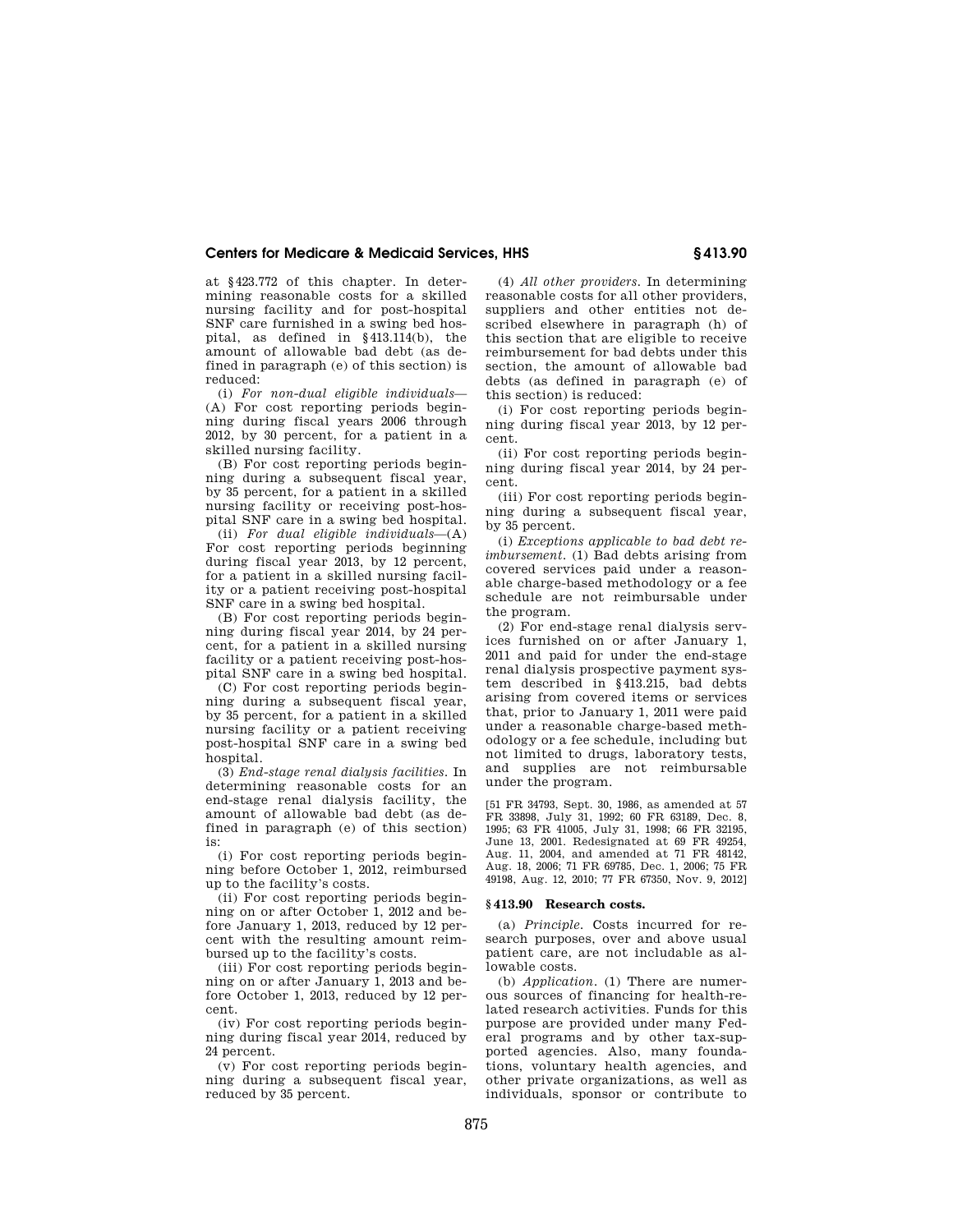at §423.772 of this chapter. In determining reasonable costs for a skilled nursing facility and for post-hospital SNF care furnished in a swing bed hospital, as defined in §413.114(b), the amount of allowable bad debt (as defined in paragraph (e) of this section) is reduced:

(i) *For non-dual eligible individuals*—(A) For cost reporting periods beginning during fiscal years 2006 through 2012, by 30 percent, for a patient in a skilled nursing facility.

(B) For cost reporting periods beginning during a subsequent fiscal year, by 35 percent, for a patient in a skilled nursing facility or receiving post-hospital SNF care in a swing bed hospital.

(ii) *For dual eligible individuals*—(A) For cost reporting periods beginning during fiscal year 2013, by 12 percent, for a patient in a skilled nursing facility or a patient receiving post-hospital SNF care in a swing bed hospital.

(B) For cost reporting periods beginning during fiscal year 2014, by 24 percent, for a patient in a skilled nursing facility or a patient receiving post-hospital SNF care in a swing bed hospital.

(C) For cost reporting periods beginning during a subsequent fiscal year, by 35 percent, for a patient in a skilled nursing facility or a patient receiving post-hospital SNF care in a swing bed hospital.

(3) *End-stage renal dialysis facilities*. In determining reasonable costs for an end-stage renal dialysis facility, the amount of allowable bad debt (as defined in paragraph (e) of this section) is:

(i) For cost reporting periods beginning before October 1, 2012, reimbursed up to the facility's costs.

(ii) For cost reporting periods beginning on or after October 1, 2012 and before January 1, 2013, reduced by 12 percent with the resulting amount reimbursed up to the facility's costs.

(iii) For cost reporting periods beginning on or after January 1, 2013 and before October 1, 2013, reduced by 12 percent.

(iv) For cost reporting periods beginning during fiscal year 2014, reduced by 24 percent.

(v) For cost reporting periods beginning during a subsequent fiscal year, reduced by 35 percent.

(4) *All other providers*. In determining reasonable costs for all other providers, suppliers and other entities not described elsewhere in paragraph (h) of this section that are eligible to receive reimbursement for bad debts under this section, the amount of allowable bad debts (as defined in paragraph (e) of this section) is reduced:

(i) For cost reporting periods beginning during fiscal year 2013, by 12 percent.

(ii) For cost reporting periods beginning during fiscal year 2014, by 24 percent.

(iii) For cost reporting periods beginning during a subsequent fiscal year, by 35 percent.

(i) *Exceptions applicable to bad debt reimbursement*. (1) Bad debts arising from covered services paid under a reasonable charge-based methodology or a fee schedule are not reimbursable under the program.

(2) For end-stage renal dialysis services furnished on or after January 1, 2011 and paid for under the end-stage renal dialysis prospective payment system described in §413.215, bad debts arising from covered items or services that, prior to January 1, 2011 were paid under a reasonable charge-based methodology or a fee schedule, including but not limited to drugs, laboratory tests, and supplies are not reimbursable under the program.

[51 FR 34793, Sept. 30, 1986, as amended at 57 FR 33898, July 31, 1992; 60 FR 63189, Dec. 8, 1995; 63 FR 41005, July 31, 1998; 66 FR 32195, June 13, 2001. Redesignated at 69 FR 49254, Aug. 11, 2004, and amended at 71 FR 48142, Aug. 18, 2006; 71 FR 69785, Dec. 1, 2006; 75 FR 49198, Aug. 12, 2010; 77 FR 67350, Nov. 9, 2012]

## § 413.90 Research costs.

(a) *Principle*. Costs incurred for research purposes, over and above usual patient care, are not includable as allowable costs.

(b) *Application*. (1) There are numerous sources of financing for health-related research activities. Funds for this purpose are provided under many Federal programs and by other tax-supported agencies. Also, many foundations, voluntary health agencies, and other private organizations, as well as individuals, sponsor or contribute to